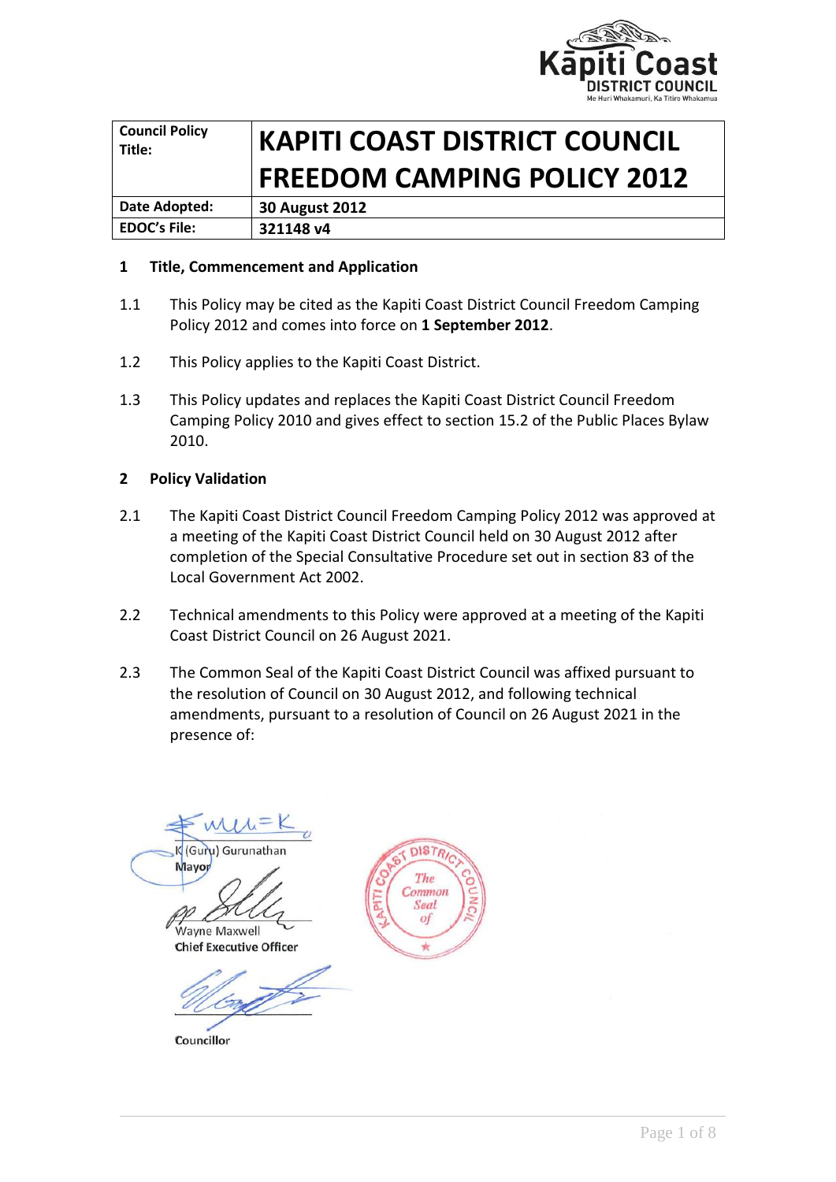| Council Policy Title: | **KAPITI COAST DISTRICT COUNCIL FREEDOM CAMPING POLICY 2012** |
|---|---|
| **Date Adopted:** | **30 August 2012** |
| **EDOC's File:** | **321148 v4** |

## 1 Title, Commencement and Application

1.1 This Policy may be cited as the Kapiti Coast District Council Freedom Camping Policy 2012 and comes into force on **1 September 2012**.

1.2 This Policy applies to the Kapiti Coast District.

1.3 This Policy updates and replaces the Kapiti Coast District Council Freedom Camping Policy 2010 and gives effect to section 15.2 of the Public Places Bylaw 2010.

## 2 Policy Validation

2.1 The Kapiti Coast District Council Freedom Camping Policy 2012 was approved at a meeting of the Kapiti Coast District Council held on 30 August 2012 after completion of the Special Consultative Procedure set out in section 83 of the Local Government Act 2002.

2.2 Technical amendments to this Policy were approved at a meeting of the Kapiti Coast District Council on 26 August 2021.

2.3 The Common Seal of the Kapiti Coast District Council was affixed pursuant to the resolution of Council on 30 August 2012, and following technical amendments, pursuant to a resolution of Council on 26 August 2021 in the presence of:

K (Guru) Gurunathan
Mayor

Wayne Maxwell
Chief Executive Officer

Councillor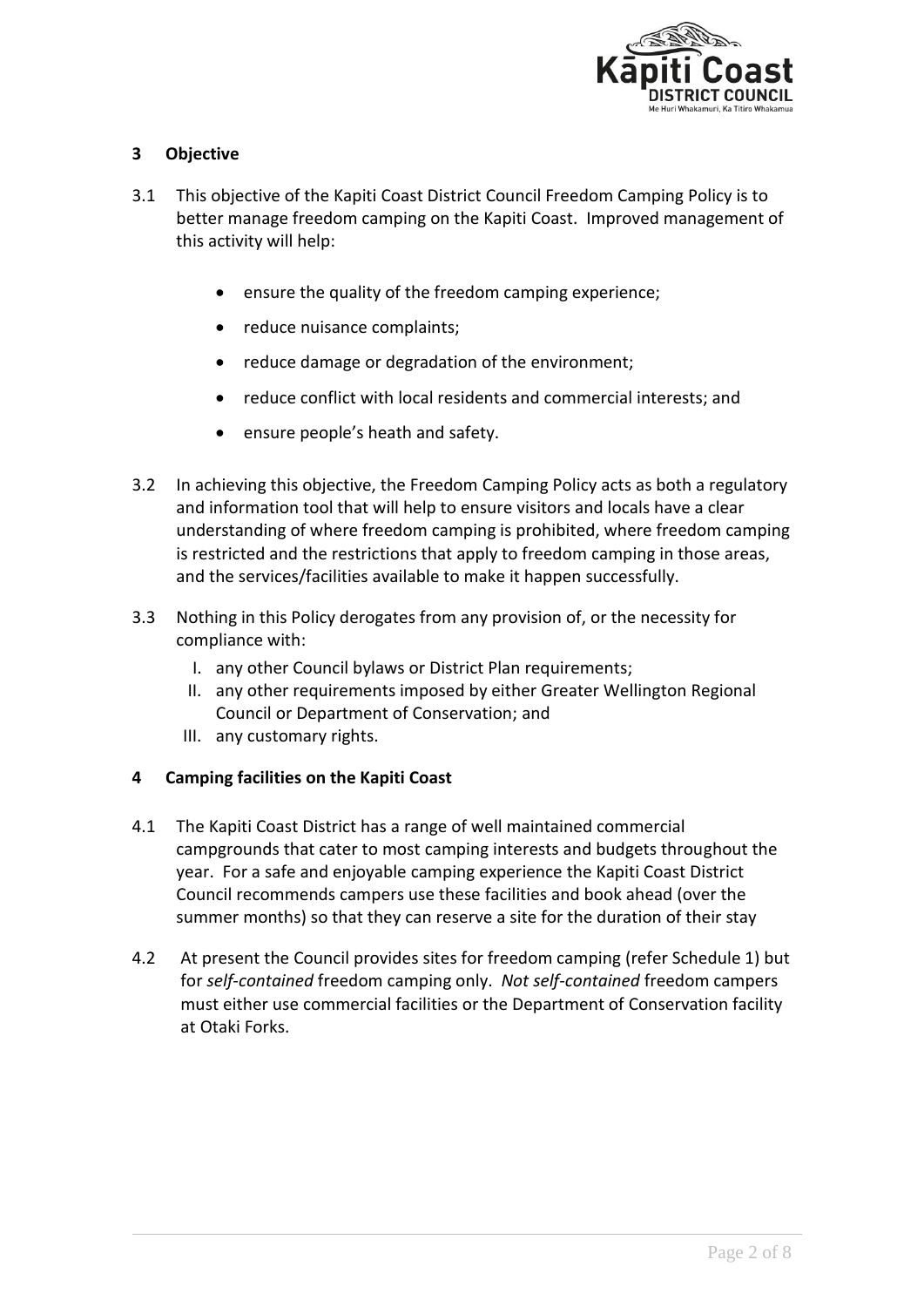## 3 Objective

3.1 This objective of the Kapiti Coast District Council Freedom Camping Policy is to better manage freedom camping on the Kapiti Coast. Improved management of this activity will help:

- ensure the quality of the freedom camping experience;
- reduce nuisance complaints;
- reduce damage or degradation of the environment;
- reduce conflict with local residents and commercial interests; and
- ensure people's heath and safety.

3.2 In achieving this objective, the Freedom Camping Policy acts as both a regulatory and information tool that will help to ensure visitors and locals have a clear understanding of where freedom camping is prohibited, where freedom camping is restricted and the restrictions that apply to freedom camping in those areas, and the services/facilities available to make it happen successfully.

3.3 Nothing in this Policy derogates from any provision of, or the necessity for compliance with:

I. any other Council bylaws or District Plan requirements;
II. any other requirements imposed by either Greater Wellington Regional Council or Department of Conservation; and
III. any customary rights.

## 4 Camping facilities on the Kapiti Coast

4.1 The Kapiti Coast District has a range of well maintained commercial campgrounds that cater to most camping interests and budgets throughout the year. For a safe and enjoyable camping experience the Kapiti Coast District Council recommends campers use these facilities and book ahead (over the summer months) so that they can reserve a site for the duration of their stay

4.2 At present the Council provides sites for freedom camping (refer Schedule 1) but for *self-contained* freedom camping only. *Not self-contained* freedom campers must either use commercial facilities or the Department of Conservation facility at Otaki Forks.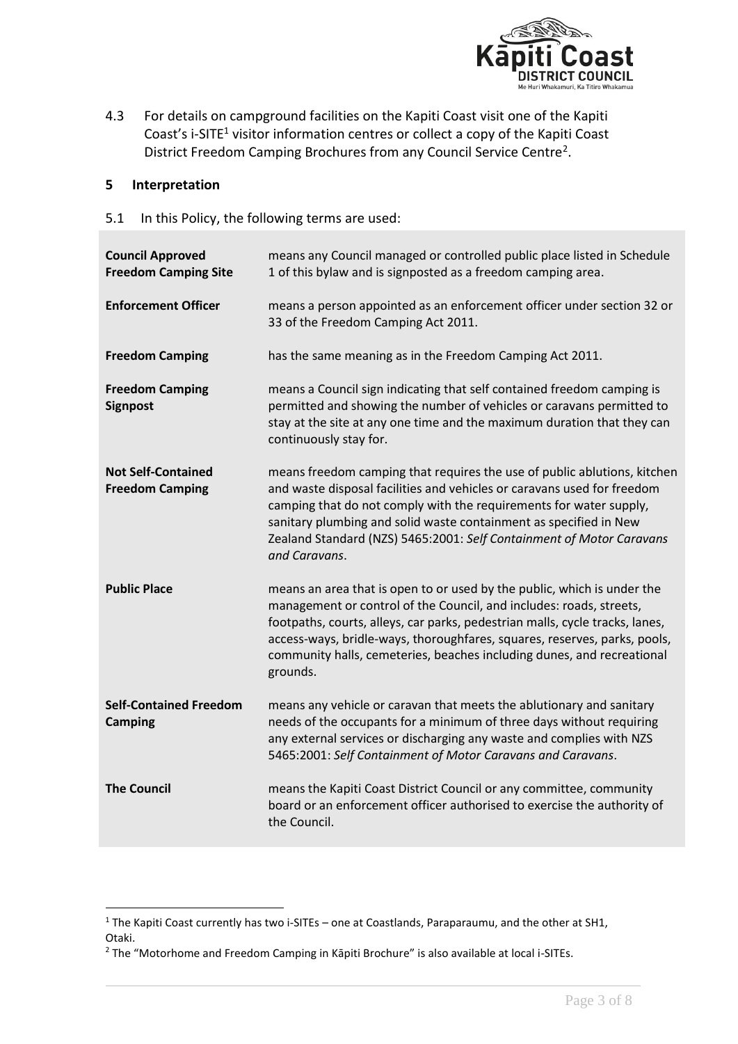4.3 For details on campground facilities on the Kapiti Coast visit one of the Kapiti Coast's i-SITE[1] visitor information centres or collect a copy of the Kapiti Coast District Freedom Camping Brochures from any Council Service Centre[2].

## 5 Interpretation

5.1 In this Policy, the following terms are used:

| | |
|---|---|
| **Council Approved Freedom Camping Site** | means any Council managed or controlled public place listed in Schedule 1 of this bylaw and is signposted as a freedom camping area. |
| **Enforcement Officer** | means a person appointed as an enforcement officer under section 32 or 33 of the Freedom Camping Act 2011. |
| **Freedom Camping** | has the same meaning as in the Freedom Camping Act 2011. |
| **Freedom Camping Signpost** | means a Council sign indicating that self contained freedom camping is permitted and showing the number of vehicles or caravans permitted to stay at the site at any one time and the maximum duration that they can continuously stay for. |
| **Not Self-Contained Freedom Camping** | means freedom camping that requires the use of public ablutions, kitchen and waste disposal facilities and vehicles or caravans used for freedom camping that do not comply with the requirements for water supply, sanitary plumbing and solid waste containment as specified in New Zealand Standard (NZS) 5465:2001: *Self Containment of Motor Caravans and Caravans*. |
| **Public Place** | means an area that is open to or used by the public, which is under the management or control of the Council, and includes: roads, streets, footpaths, courts, alleys, car parks, pedestrian malls, cycle tracks, lanes, access-ways, bridle-ways, thoroughfares, squares, reserves, parks, pools, community halls, cemeteries, beaches including dunes, and recreational grounds. |
| **Self-Contained Freedom Camping** | means any vehicle or caravan that meets the ablutionary and sanitary needs of the occupants for a minimum of three days without requiring any external services or discharging any waste and complies with NZS 5465:2001: *Self Containment of Motor Caravans and Caravans*. |
| **The Council** | means the Kapiti Coast District Council or any committee, community board or an enforcement officer authorised to exercise the authority of the Council. |

[1] The Kapiti Coast currently has two i-SITEs – one at Coastlands, Paraparaumu, and the other at SH1, Otaki.

[2] The "Motorhome and Freedom Camping in Kāpiti Brochure" is also available at local i-SITEs.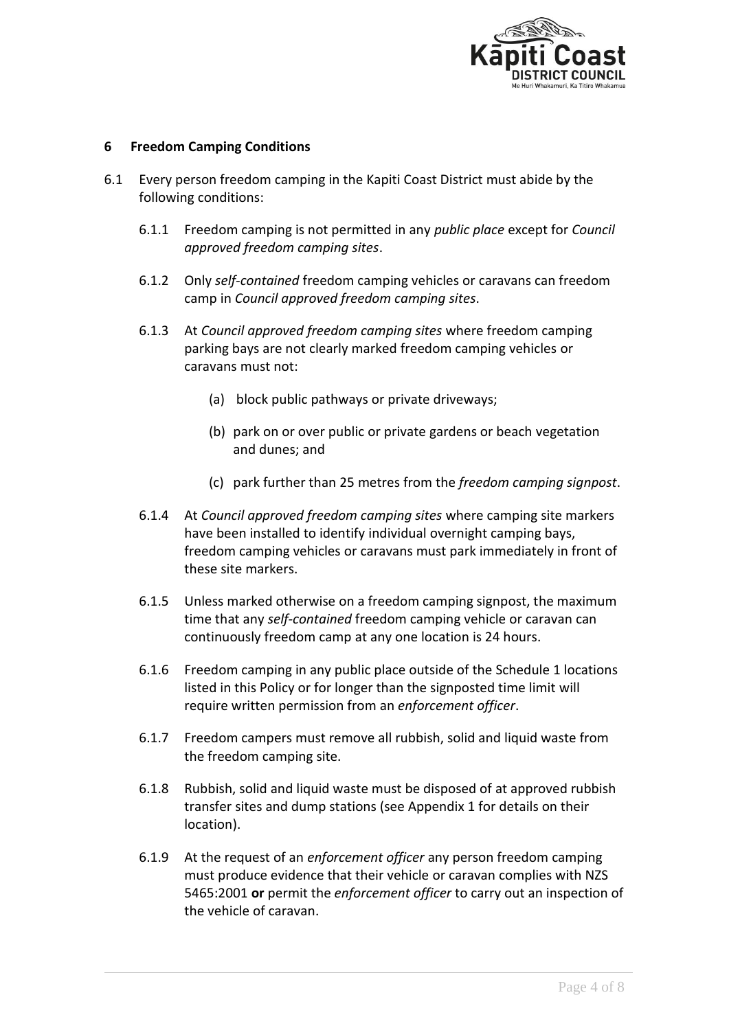## 6 Freedom Camping Conditions

6.1 Every person freedom camping in the Kapiti Coast District must abide by the following conditions:

6.1.1 Freedom camping is not permitted in any *public place* except for *Council approved freedom camping sites*.

6.1.2 Only *self-contained* freedom camping vehicles or caravans can freedom camp in *Council approved freedom camping sites*.

6.1.3 At *Council approved freedom camping sites* where freedom camping parking bays are not clearly marked freedom camping vehicles or caravans must not:

(a) block public pathways or private driveways;

(b) park on or over public or private gardens or beach vegetation and dunes; and

(c) park further than 25 metres from the *freedom camping signpost*.

6.1.4 At *Council approved freedom camping sites* where camping site markers have been installed to identify individual overnight camping bays, freedom camping vehicles or caravans must park immediately in front of these site markers.

6.1.5 Unless marked otherwise on a freedom camping signpost, the maximum time that any *self-contained* freedom camping vehicle or caravan can continuously freedom camp at any one location is 24 hours.

6.1.6 Freedom camping in any public place outside of the Schedule 1 locations listed in this Policy or for longer than the signposted time limit will require written permission from an *enforcement officer*.

6.1.7 Freedom campers must remove all rubbish, solid and liquid waste from the freedom camping site.

6.1.8 Rubbish, solid and liquid waste must be disposed of at approved rubbish transfer sites and dump stations (see Appendix 1 for details on their location).

6.1.9 At the request of an *enforcement officer* any person freedom camping must produce evidence that their vehicle or caravan complies with NZS 5465:2001 **or** permit the *enforcement officer* to carry out an inspection of the vehicle of caravan.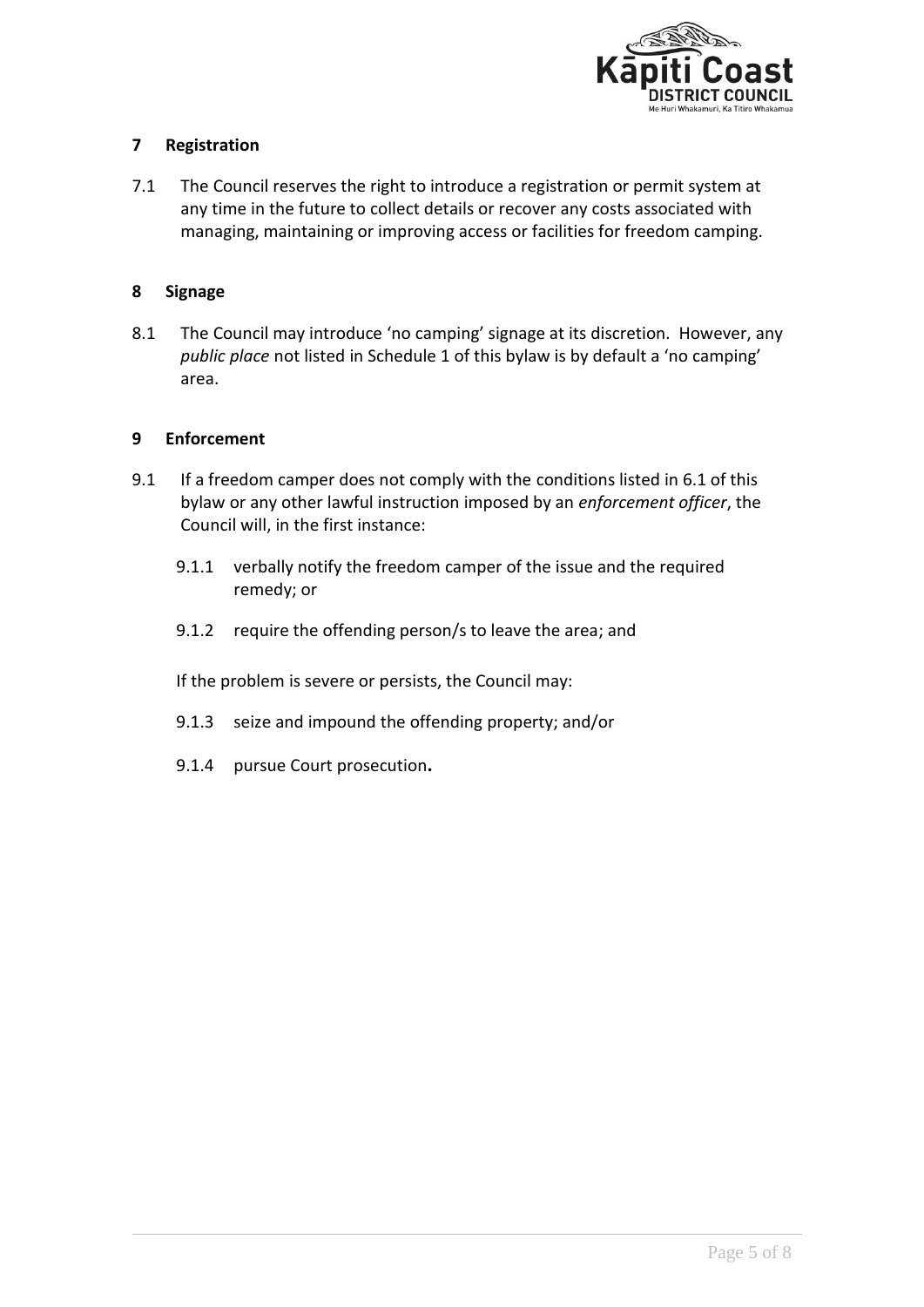## 7 Registration

7.1 The Council reserves the right to introduce a registration or permit system at any time in the future to collect details or recover any costs associated with managing, maintaining or improving access or facilities for freedom camping.

## 8 Signage

8.1 The Council may introduce 'no camping' signage at its discretion. However, any *public place* not listed in Schedule 1 of this bylaw is by default a 'no camping' area.

## 9 Enforcement

9.1 If a freedom camper does not comply with the conditions listed in 6.1 of this bylaw or any other lawful instruction imposed by an *enforcement officer*, the Council will, in the first instance:

- 9.1.1 verbally notify the freedom camper of the issue and the required remedy; or
- 9.1.2 require the offending person/s to leave the area; and

If the problem is severe or persists, the Council may:

- 9.1.3 seize and impound the offending property; and/or
- 9.1.4 pursue Court prosecution**.**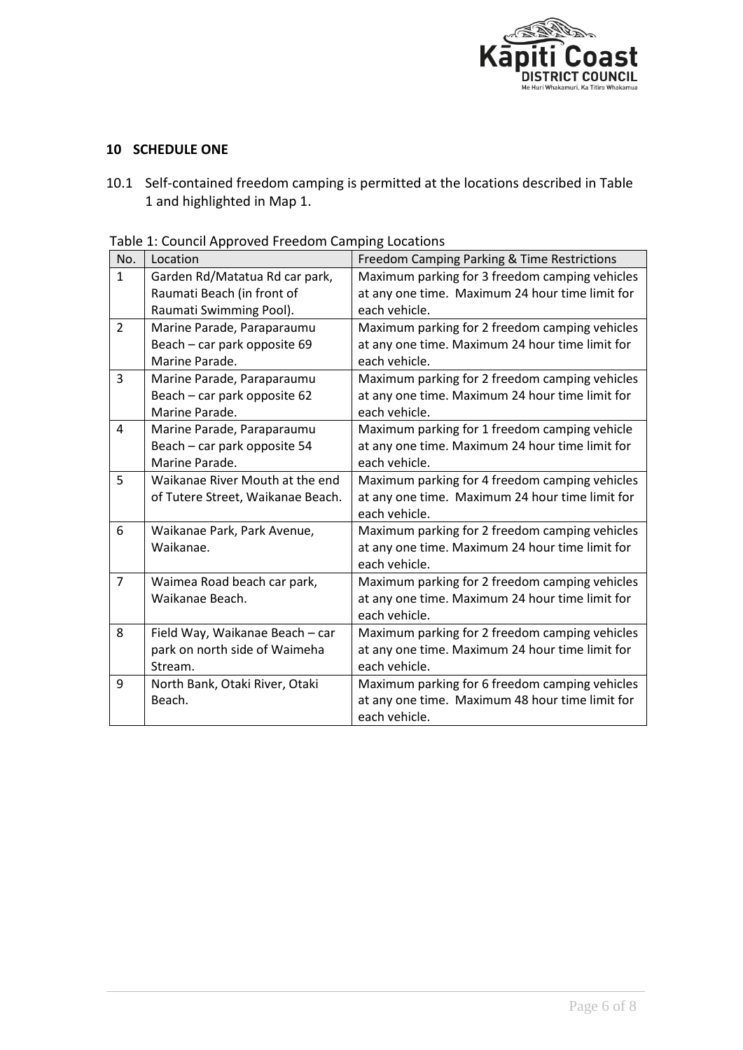## 10 SCHEDULE ONE

10.1 Self-contained freedom camping is permitted at the locations described in Table 1 and highlighted in Map 1.

Table 1: Council Approved Freedom Camping Locations

| No. | Location | Freedom Camping Parking & Time Restrictions |
|---|---|---|
| 1 | Garden Rd/Matatua Rd car park, Raumati Beach (in front of Raumati Swimming Pool). | Maximum parking for 3 freedom camping vehicles at any one time. Maximum 24 hour time limit for each vehicle. |
| 2 | Marine Parade, Paraparaumu Beach – car park opposite 69 Marine Parade. | Maximum parking for 2 freedom camping vehicles at any one time. Maximum 24 hour time limit for each vehicle. |
| 3 | Marine Parade, Paraparaumu Beach – car park opposite 62 Marine Parade. | Maximum parking for 2 freedom camping vehicles at any one time. Maximum 24 hour time limit for each vehicle. |
| 4 | Marine Parade, Paraparaumu Beach – car park opposite 54 Marine Parade. | Maximum parking for 1 freedom camping vehicle at any one time. Maximum 24 hour time limit for each vehicle. |
| 5 | Waikanae River Mouth at the end of Tutere Street, Waikanae Beach. | Maximum parking for 4 freedom camping vehicles at any one time. Maximum 24 hour time limit for each vehicle. |
| 6 | Waikanae Park, Park Avenue, Waikanae. | Maximum parking for 2 freedom camping vehicles at any one time. Maximum 24 hour time limit for each vehicle. |
| 7 | Waimea Road beach car park, Waikanae Beach. | Maximum parking for 2 freedom camping vehicles at any one time. Maximum 24 hour time limit for each vehicle. |
| 8 | Field Way, Waikanae Beach – car park on north side of Waimeha Stream. | Maximum parking for 2 freedom camping vehicles at any one time. Maximum 24 hour time limit for each vehicle. |
| 9 | North Bank, Otaki River, Otaki Beach. | Maximum parking for 6 freedom camping vehicles at any one time. Maximum 48 hour time limit for each vehicle. |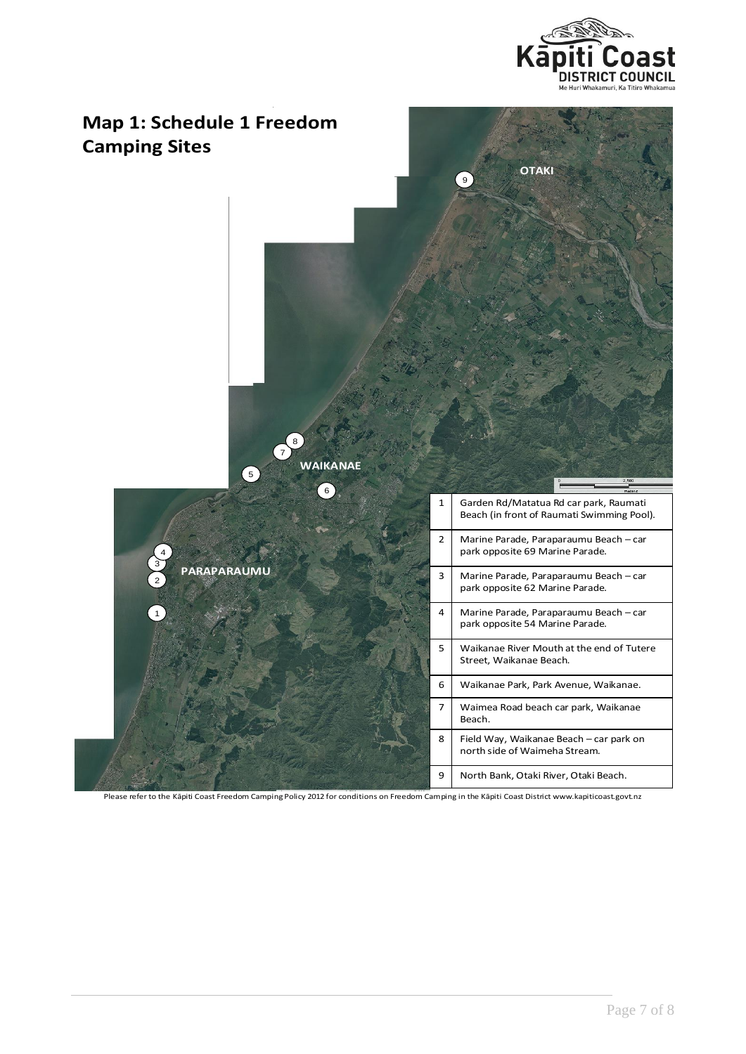# Map 1: Schedule 1 Freedom Camping Sites

| | |
|---|---|
| 1 | Garden Rd/Matatua Rd car park, Raumati Beach (in front of Raumati Swimming Pool). |
| 2 | Marine Parade, Paraparaumu Beach – car park opposite 69 Marine Parade. |
| 3 | Marine Parade, Paraparaumu Beach – car park opposite 62 Marine Parade. |
| 4 | Marine Parade, Paraparaumu Beach – car park opposite 54 Marine Parade. |
| 5 | Waikanae River Mouth at the end of Tutere Street, Waikanae Beach. |
| 6 | Waikanae Park, Park Avenue, Waikanae. |
| 7 | Waimea Road beach car park, Waikanae Beach. |
| 8 | Field Way, Waikanae Beach – car park on north side of Waimeha Stream. |
| 9 | North Bank, Otaki River, Otaki Beach. |

Please refer to the Kāpiti Coast Freedom Camping Policy 2012 for conditions on Freedom Camping in the Kāpiti Coast District www.kapiticoast.govt.nz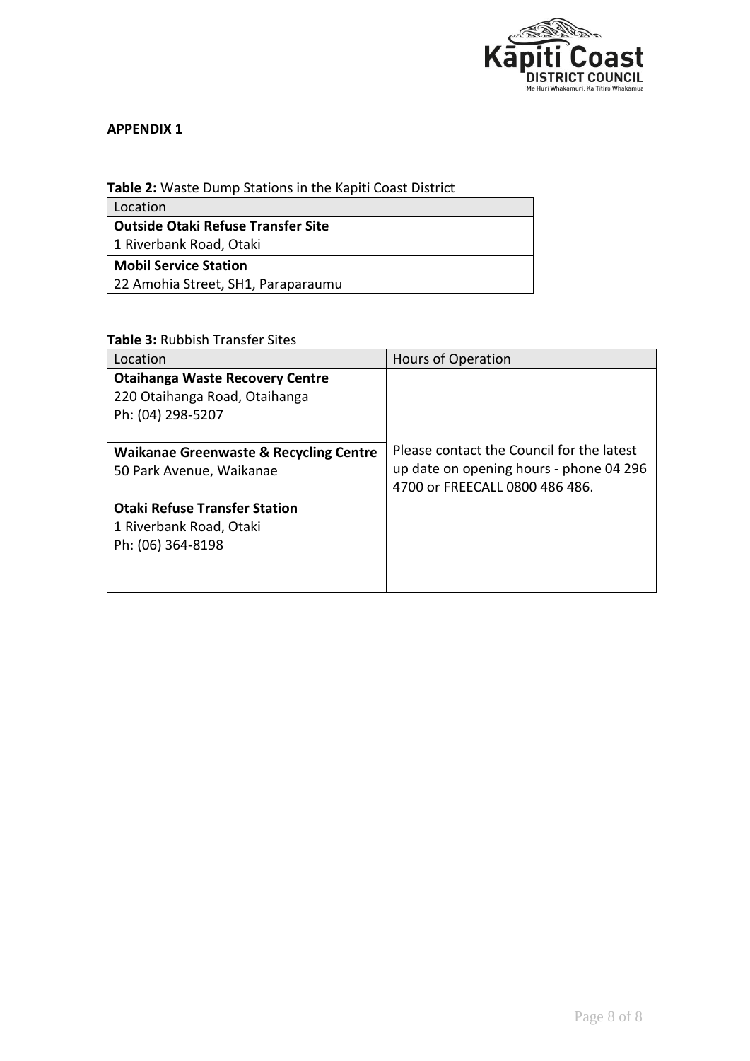**APPENDIX 1**

**Table 2:** Waste Dump Stations in the Kapiti Coast District

| Location |
|---|
| **Outside Otaki Refuse Transfer Site**<br>1 Riverbank Road, Otaki |
| **Mobil Service Station**<br>22 Amohia Street, SH1, Paraparaumu |

**Table 3:** Rubbish Transfer Sites

| Location | Hours of Operation |
|---|---|
| **Otaihanga Waste Recovery Centre**<br>220 Otaihanga Road, Otaihanga<br>Ph: (04) 298-5207 | Please contact the Council for the latest up date on opening hours - phone 04 296 4700 or FREECALL 0800 486 486. |
| **Waikanae Greenwaste & Recycling Centre**<br>50 Park Avenue, Waikanae | |
| **Otaki Refuse Transfer Station**<br>1 Riverbank Road, Otaki<br>Ph: (06) 364-8198 | |